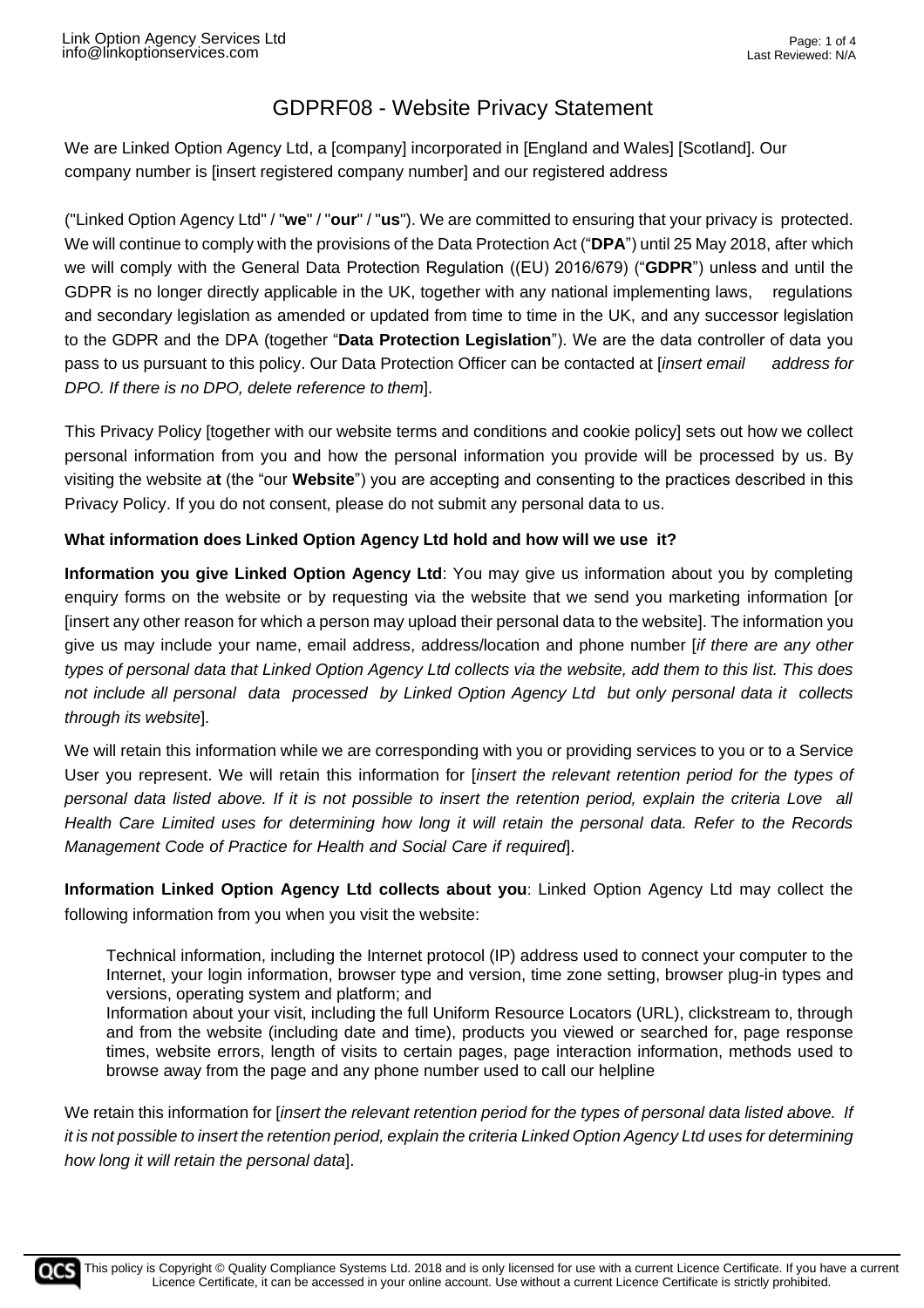# GDPRF08 - Website Privacy Statement

We are Linked Option Agency Ltd, a [company] incorporated in [England and Wales] [Scotland]. Our company number is [insert registered company number] and our registered address

("Linked Option Agency Ltd" / "**we**" / "**our**" / "**us**"). We are committed to ensuring that your privacy is protected. We will continue to comply with the provisions of the Data Protection Act ("**DPA**") until 25 May 2018, after which we will comply with the General Data Protection Regulation ((EU) 2016/679) ("**GDPR**") unless and until the GDPR is no longer directly applicable in the UK, together with any national implementing laws, regulations and secondary legislation as amended or updated from time to time in the UK, and any successor legislation to the GDPR and the DPA (together "**Data Protection Legislation**"). We are the data controller of data you pass to us pursuant to this policy. Our Data Protection Officer can be contacted at [*insert email address for DPO. If there is no DPO, delete reference to them*].

This Privacy Policy [together with our website terms and conditions and cookie policy] sets out how we collect personal information from you and how the personal information you provide will be processed by us. By visiting the website a**t** (the "our **Website**") you are accepting and consenting to the practices described in this Privacy Policy. If you do not consent, please do not submit any personal data to us.

**What information does Linked Option Agency Ltd hold and how will we use it?**

**Information you give Linked Option Agency Ltd**: You may give us information about you by completing enquiry forms on the website or by requesting via the website that we send you marketing information [or [insert any other reason for which a person may upload their personal data to the website]. The information you give us may include your name, email address, address/location and phone number [*if there are any other types of personal data that Linked Option Agency Ltd collects via the website, add them to this list. This does not include all personal data processed by Linked Option Agency Ltd but only personal data it collects through its website*].

We will retain this information while we are corresponding with you or providing services to you or to a Service User you represent. We will retain this information for [*insert the relevant retention period for the types of personal data listed above. If it is not possible to insert the retention period, explain the criteria Love all Health Care Limited uses for determining how long it will retain the personal data. Refer to the Records Management Code of Practice for Health and Social Care if required*].

**Information Linked Option Agency Ltd collects about you**: Linked Option Agency Ltd may collect the following information from you when you visit the website:

Technical information, including the Internet protocol (IP) address used to connect your computer to the Internet, your login information, browser type and version, time zone setting, browser plug-in types and versions, operating system and platform; and

Information about your visit, including the full Uniform Resource Locators (URL), clickstream to, through and from the website (including date and time), products you viewed or searched for, page response times, website errors, length of visits to certain pages, page interaction information, methods used to browse away from the page and any phone number used to call our helpline

We retain this information for [*insert the relevant retention period for the types of personal data listed above. If it is not possible to insert the retention period, explain the criteria Linked Option Agency Ltd uses for determining how long it will retain the personal data*].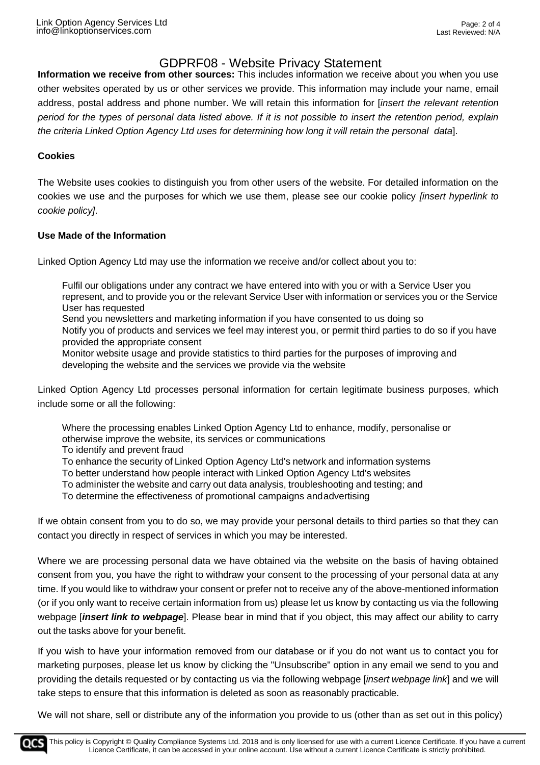**Information we receive from other sources:** This includes information we receive about you when you use other websites operated by us or other services we provide. This information may include your name, email address, postal address and phone number. We will retain this information for [*insert the relevant retention period for the types of personal data listed above. If it is not possible to insert the retention period, explain the criteria Linked Option Agency Ltd uses for determining how long it will retain the personal data*].

**Cookies**

The Website uses cookies to distinguish you from other users of the website. For detailed information on the cookies we use and the purposes for which we use them, please see our cookie policy *[insert hyperlink to cookie policy]*.

**Use Made of the Information**

Linked Option Agency Ltd may use the information we receive and/or collect about you to:

- Fulfil our obligations under any contract we have entered into with you or with a Service User you represent, and to provide you or the relevant Service User with information or services you or the Service User has requested
- Send you newsletters and marketing information if you have consented to us doing so
- Notify you of products and services we feel may interest you, or permit third parties to do so if you have provided the appropriate consent
- Monitor website usage and provide statistics to third parties for the purposes of improving and developing the website and the services we provide via the website

Linked Option Agency Ltd processes personal information for certain legitimate business purposes, which include some or all the following:

- Where the processing enables Linked Option Agency Ltd to enhance, modify, personalise or otherwise improve the website, its services or communications
- To identify and prevent fraud
- To enhance the security of Linked Option Agency Ltd's network and information systems
- To better understand how people interact with Linked Option Agency Ltd's websites
- To administer the website and carry out data analysis, troubleshooting and testing; and
- To determine the effectiveness of promotional campaigns andadvertising

If we obtain consent from you to do so, we may provide your personal details to third parties so that they can contact you directly in respect of services in which you may be interested.

Where we are processing personal data we have obtained via the website on the basis of having obtained consent from you, you have the right to withdraw your consent to the processing of your personal data at any time. If you would like to withdraw your consent or prefer not to receive any of the above-mentioned information (or if you only want to receive certain information from us) please let us know by contacting us via the following webpage [***insert link to webpage***]. Please bear in mind that if you object, this may affect our ability to carry out the tasks above for your benefit.

If you wish to have your information removed from our database or if you do not want us to contact you for marketing purposes, please let us know by clicking the "Unsubscribe" option in any email we send to you and providing the details requested or by contacting us via the following webpage [*insert webpage link*] and we will take steps to ensure that this information is deleted as soon as reasonably practicable.

We will not share, sell or distribute any of the information you provide to us (other than as set out in this policy)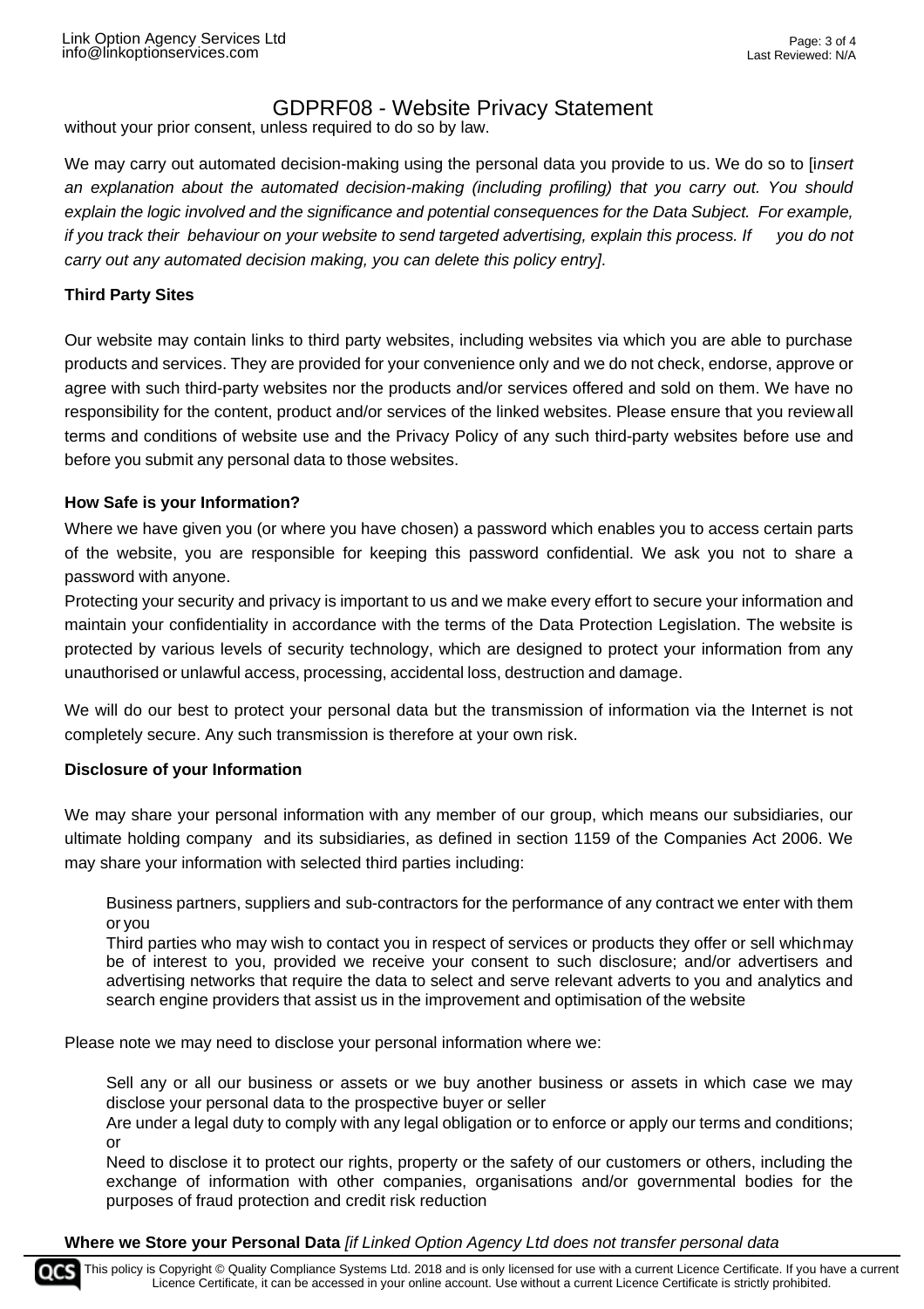without your prior consent, unless required to do so by law.

We may carry out automated decision-making using the personal data you provide to us. We do so to [i*nsert an explanation about the automated decision-making (including profiling) that you carry out. You should explain the logic involved and the significance and potential consequences for the Data Subject. For example, if you track their behaviour on your website to send targeted advertising, explain this process. If you do not carry out any automated decision making, you can delete this policy entry]*.

**Third Party Sites**

Our website may contain links to third party websites, including websites via which you are able to purchase products and services. They are provided for your convenience only and we do not check, endorse, approve or agree with such third-party websites nor the products and/or services offered and sold on them. We have no responsibility for the content, product and/or services of the linked websites. Please ensure that you review all terms and conditions of website use and the Privacy Policy of any such third-party websites before use and before you submit any personal data to those websites.

**How Safe is your Information?**

Where we have given you (or where you have chosen) a password which enables you to access certain parts of the website, you are responsible for keeping this password confidential. We ask you not to share a password with anyone.

Protecting your security and privacy is important to us and we make every effort to secure your information and maintain your confidentiality in accordance with the terms of the Data Protection Legislation. The website is protected by various levels of security technology, which are designed to protect your information from any unauthorised or unlawful access, processing, accidental loss, destruction and damage.

We will do our best to protect your personal data but the transmission of information via the Internet is not completely secure. Any such transmission is therefore at your own risk.

**Disclosure of your Information**

We may share your personal information with any member of our group, which means our subsidiaries, our ultimate holding company and its subsidiaries, as defined in section 1159 of the Companies Act 2006. We may share your information with selected third parties including:

- Business partners, suppliers and sub-contractors for the performance of any contract we enter with them or you
- Third parties who may wish to contact you in respect of services or products they offer or sell which may be of interest to you, provided we receive your consent to such disclosure; and/or advertisers and advertising networks that require the data to select and serve relevant adverts to you and analytics and search engine providers that assist us in the improvement and optimisation of the website

Please note we may need to disclose your personal information where we:

- Sell any or all our business or assets or we buy another business or assets in which case we may disclose your personal data to the prospective buyer or seller
- Are under a legal duty to comply with any legal obligation or to enforce or apply our terms and conditions; or
- Need to disclose it to protect our rights, property or the safety of our customers or others, including the exchange of information with other companies, organisations and/or governmental bodies for the purposes of fraud protection and credit risk reduction

**Where we Store your Personal Data** *[if Linked Option Agency Ltd does not transfer personal data*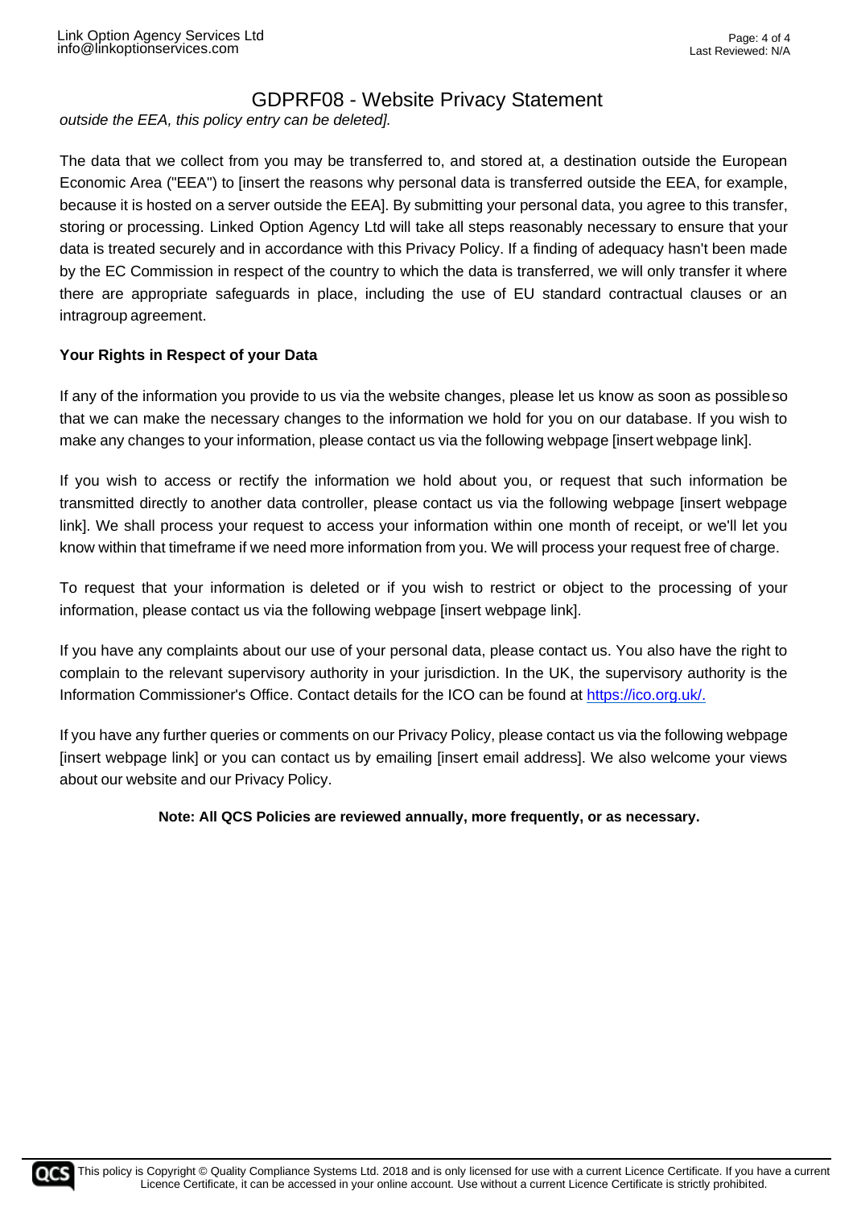*outside the EEA, this policy entry can be deleted].*

The data that we collect from you may be transferred to, and stored at, a destination outside the European Economic Area ("EEA") to [insert the reasons why personal data is transferred outside the EEA, for example, because it is hosted on a server outside the EEA]. By submitting your personal data, you agree to this transfer, storing or processing. Linked Option Agency Ltd will take all steps reasonably necessary to ensure that your data is treated securely and in accordance with this Privacy Policy. If a finding of adequacy hasn't been made by the EC Commission in respect of the country to which the data is transferred, we will only transfer it where there are appropriate safeguards in place, including the use of EU standard contractual clauses or an intragroup agreement.

**Your Rights in Respect of your Data**

If any of the information you provide to us via the website changes, please let us know as soon as possible so that we can make the necessary changes to the information we hold for you on our database. If you wish to make any changes to your information, please contact us via the following webpage [insert webpage link].

If you wish to access or rectify the information we hold about you, or request that such information be transmitted directly to another data controller, please contact us via the following webpage [insert webpage link]. We shall process your request to access your information within one month of receipt, or we'll let you know within that timeframe if we need more information from you. We will process your request free of charge.

To request that your information is deleted or if you wish to restrict or object to the processing of your information, please contact us via the following webpage [insert webpage link].

If you have any complaints about our use of your personal data, please contact us. You also have the right to complain to the relevant supervisory authority in your jurisdiction. In the UK, the supervisory authority is the Information Commissioner's Office. Contact details for the ICO can be found at https://ico.org.uk/.

If you have any further queries or comments on our Privacy Policy, please contact us via the following webpage [insert webpage link] or you can contact us by emailing [insert email address]. We also welcome your views about our website and our Privacy Policy.

**Note: All QCS Policies are reviewed annually, more frequently, or as necessary.**